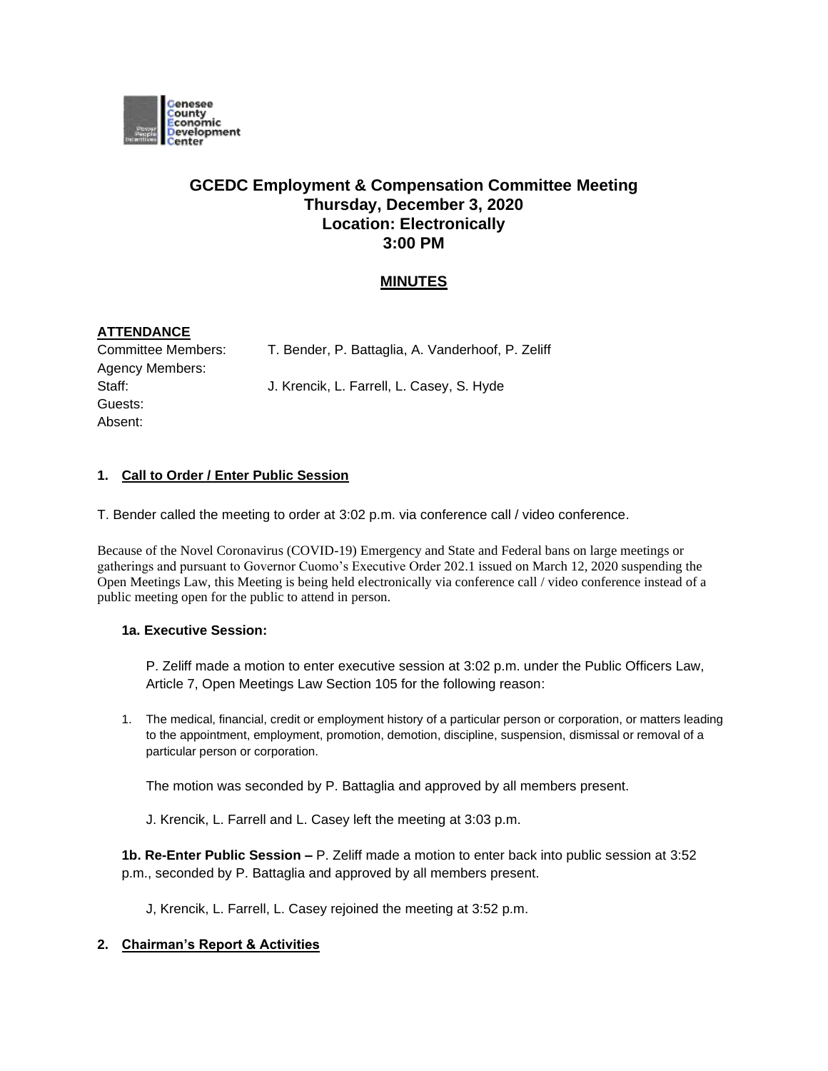# GCEDC Employment & Compensation Committee Meeting
## Thursday, December 3, 2020
## Location: Electronically
## 3:00 PM

## MINUTES

**ATTENDANCE**

Committee Members: T. Bender, P. Battaglia, A. Vanderhoof, P. Zeliff
Agency Members:
Staff: J. Krencik, L. Farrell, L. Casey, S. Hyde
Guests:
Absent:

### 1. Call to Order / Enter Public Session

T. Bender called the meeting to order at 3:02 p.m. via conference call / video conference.

Because of the Novel Coronavirus (COVID-19) Emergency and State and Federal bans on large meetings or gatherings and pursuant to Governor Cuomo's Executive Order 202.1 issued on March 12, 2020 suspending the Open Meetings Law, this Meeting is being held electronically via conference call / video conference instead of a public meeting open for the public to attend in person.

**1a. Executive Session:**

P. Zeliff made a motion to enter executive session at 3:02 p.m. under the Public Officers Law, Article 7, Open Meetings Law Section 105 for the following reason:

1. The medical, financial, credit or employment history of a particular person or corporation, or matters leading to the appointment, employment, promotion, demotion, discipline, suspension, dismissal or removal of a particular person or corporation.

The motion was seconded by P. Battaglia and approved by all members present.

J. Krencik, L. Farrell and L. Casey left the meeting at 3:03 p.m.

**1b. Re-Enter Public Session –** P. Zeliff made a motion to enter back into public session at 3:52 p.m., seconded by P. Battaglia and approved by all members present.

J, Krencik, L. Farrell, L. Casey rejoined the meeting at 3:52 p.m.

### 2. Chairman's Report & Activities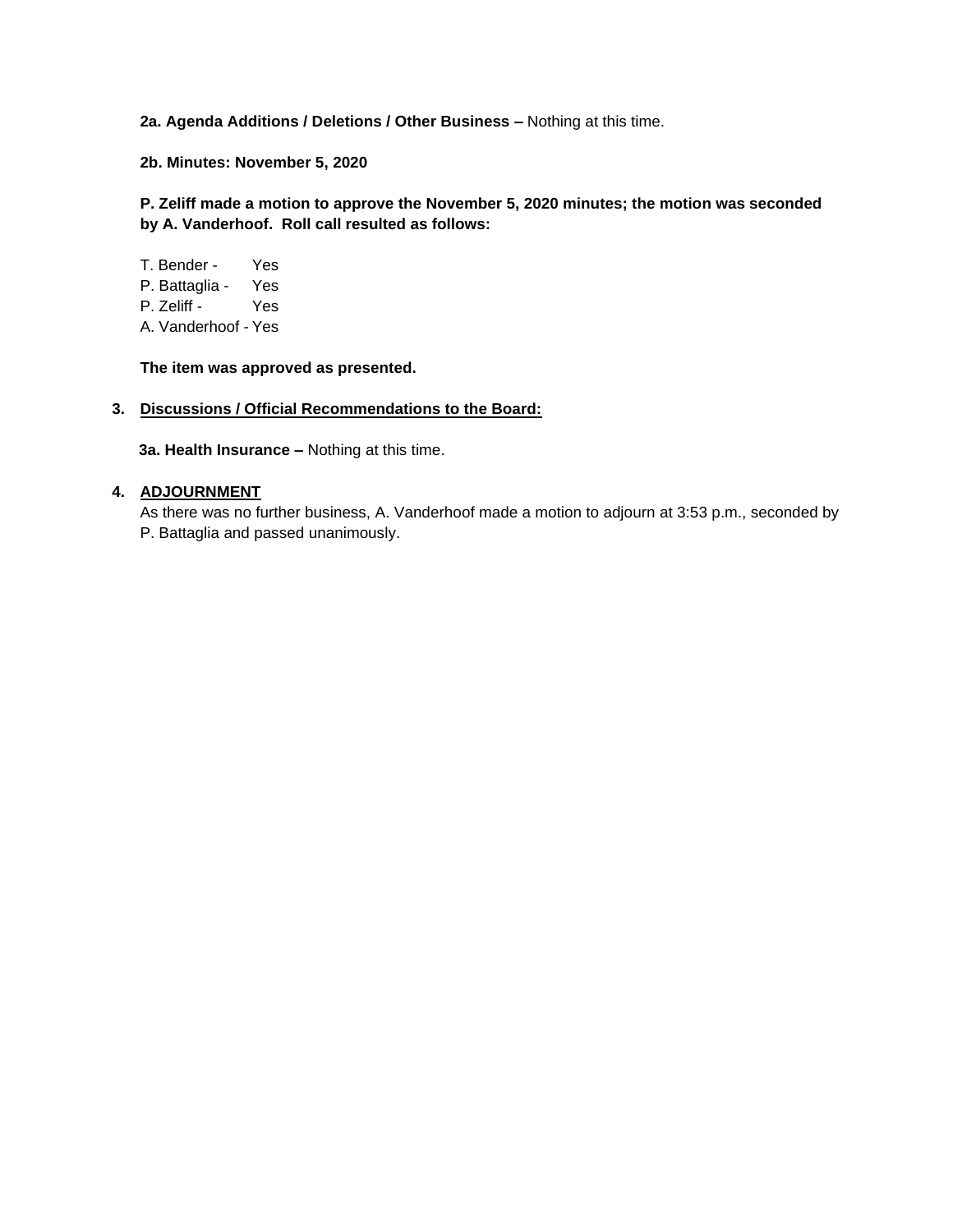**2a. Agenda Additions / Deletions / Other Business –** Nothing at this time.

**2b. Minutes: November 5, 2020**

**P. Zeliff made a motion to approve the November 5, 2020 minutes; the motion was seconded by A. Vanderhoof. Roll call resulted as follows:**

T. Bender - Yes
P. Battaglia - Yes
P. Zeliff - Yes
A. Vanderhoof - Yes

**The item was approved as presented.**

**3. Discussions / Official Recommendations to the Board:**

**3a. Health Insurance –** Nothing at this time.

**4. ADJOURNMENT**

As there was no further business, A. Vanderhoof made a motion to adjourn at 3:53 p.m., seconded by P. Battaglia and passed unanimously.